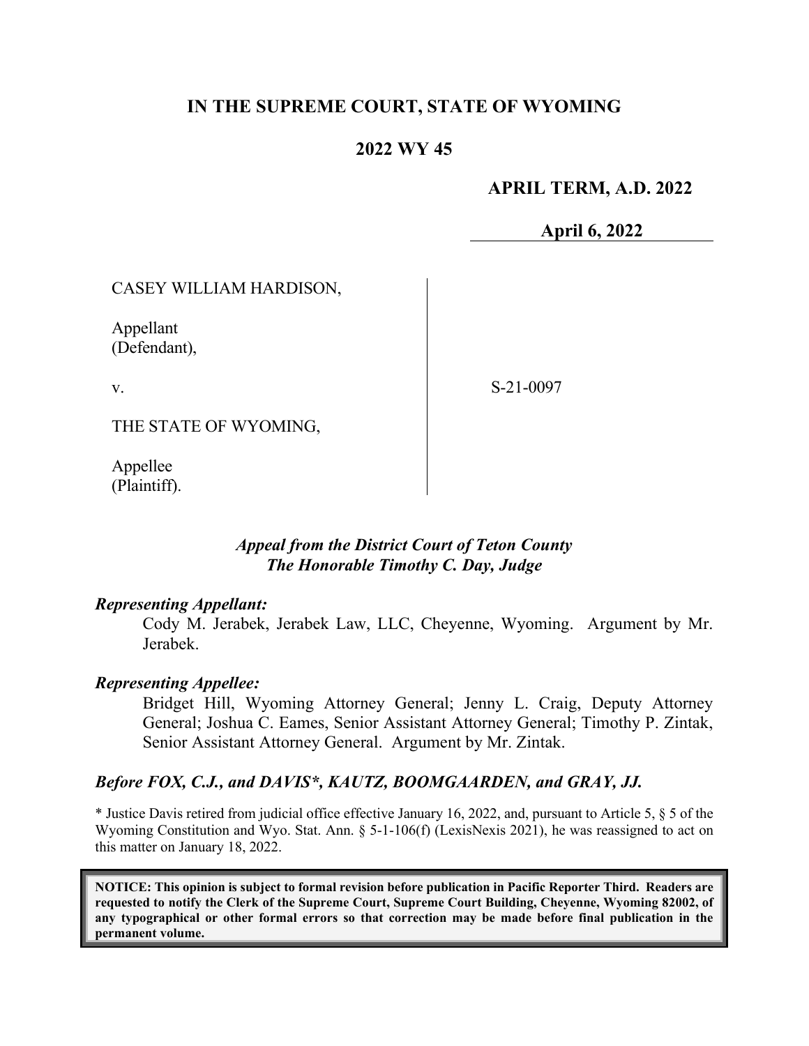# IN THE SUPREME COURT, STATE OF WYOMING

## 2022 WY 45

**APRIL TERM, A.D. 2022**

**April 6, 2022**

CASEY WILLIAM HARDISON,

Appellant
(Defendant),

v.

THE STATE OF WYOMING,

Appellee
(Plaintiff).

S-21-0097

*Appeal from the District Court of Teton County*
*The Honorable Timothy C. Day, Judge*

***Representing Appellant:***

Cody M. Jerabek, Jerabek Law, LLC, Cheyenne, Wyoming. Argument by Mr. Jerabek.

***Representing Appellee:***

Bridget Hill, Wyoming Attorney General; Jenny L. Craig, Deputy Attorney General; Joshua C. Eames, Senior Assistant Attorney General; Timothy P. Zintak, Senior Assistant Attorney General. Argument by Mr. Zintak.

***Before FOX, C.J., and DAVIS\*, KAUTZ, BOOMGAARDEN, and GRAY, JJ.***

\* Justice Davis retired from judicial office effective January 16, 2022, and, pursuant to Article 5, § 5 of the Wyoming Constitution and Wyo. Stat. Ann. § 5-1-106(f) (LexisNexis 2021), he was reassigned to act on this matter on January 18, 2022.

**NOTICE: This opinion is subject to formal revision before publication in Pacific Reporter Third. Readers are requested to notify the Clerk of the Supreme Court, Supreme Court Building, Cheyenne, Wyoming 82002, of any typographical or other formal errors so that correction may be made before final publication in the permanent volume.**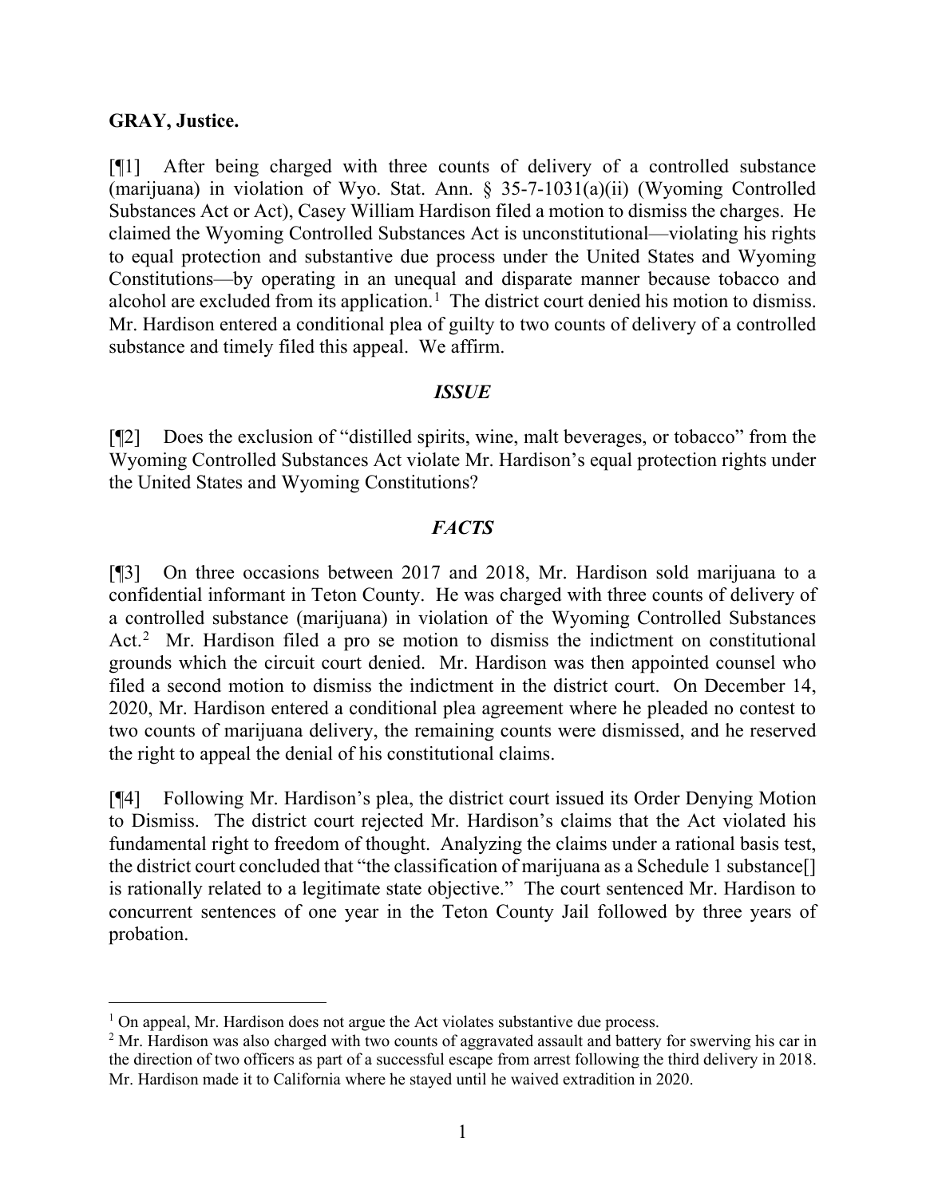**GRAY, Justice.**

[¶1] After being charged with three counts of delivery of a controlled substance (marijuana) in violation of Wyo. Stat. Ann. § 35-7-1031(a)(ii) (Wyoming Controlled Substances Act or Act), Casey William Hardison filed a motion to dismiss the charges. He claimed the Wyoming Controlled Substances Act is unconstitutional—violating his rights to equal protection and substantive due process under the United States and Wyoming Constitutions—by operating in an unequal and disparate manner because tobacco and alcohol are excluded from its application.[1] The district court denied his motion to dismiss. Mr. Hardison entered a conditional plea of guilty to two counts of delivery of a controlled substance and timely filed this appeal. We affirm.

## *ISSUE*

[¶2] Does the exclusion of "distilled spirits, wine, malt beverages, or tobacco" from the Wyoming Controlled Substances Act violate Mr. Hardison's equal protection rights under the United States and Wyoming Constitutions?

## *FACTS*

[¶3] On three occasions between 2017 and 2018, Mr. Hardison sold marijuana to a confidential informant in Teton County. He was charged with three counts of delivery of a controlled substance (marijuana) in violation of the Wyoming Controlled Substances Act.[2] Mr. Hardison filed a pro se motion to dismiss the indictment on constitutional grounds which the circuit court denied. Mr. Hardison was then appointed counsel who filed a second motion to dismiss the indictment in the district court. On December 14, 2020, Mr. Hardison entered a conditional plea agreement where he pleaded no contest to two counts of marijuana delivery, the remaining counts were dismissed, and he reserved the right to appeal the denial of his constitutional claims.

[¶4] Following Mr. Hardison's plea, the district court issued its Order Denying Motion to Dismiss. The district court rejected Mr. Hardison's claims that the Act violated his fundamental right to freedom of thought. Analyzing the claims under a rational basis test, the district court concluded that "the classification of marijuana as a Schedule 1 substance[] is rationally related to a legitimate state objective." The court sentenced Mr. Hardison to concurrent sentences of one year in the Teton County Jail followed by three years of probation.

---

[1] On appeal, Mr. Hardison does not argue the Act violates substantive due process.

[2] Mr. Hardison was also charged with two counts of aggravated assault and battery for swerving his car in the direction of two officers as part of a successful escape from arrest following the third delivery in 2018. Mr. Hardison made it to California where he stayed until he waived extradition in 2020.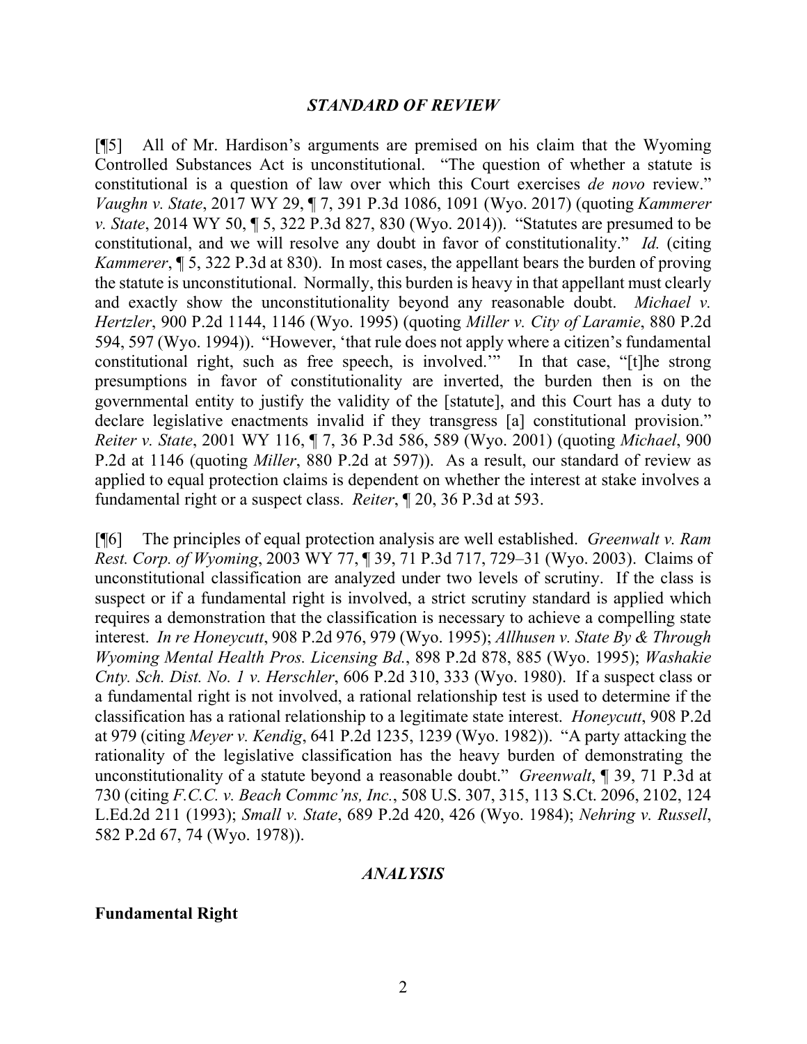## *STANDARD OF REVIEW*

[¶5] All of Mr. Hardison's arguments are premised on his claim that the Wyoming Controlled Substances Act is unconstitutional. "The question of whether a statute is constitutional is a question of law over which this Court exercises *de novo* review." *Vaughn v. State*, 2017 WY 29, ¶ 7, 391 P.3d 1086, 1091 (Wyo. 2017) (quoting *Kammerer v. State*, 2014 WY 50, ¶ 5, 322 P.3d 827, 830 (Wyo. 2014)). "Statutes are presumed to be constitutional, and we will resolve any doubt in favor of constitutionality." *Id.* (citing *Kammerer*, ¶ 5, 322 P.3d at 830). In most cases, the appellant bears the burden of proving the statute is unconstitutional. Normally, this burden is heavy in that appellant must clearly and exactly show the unconstitutionality beyond any reasonable doubt. *Michael v. Hertzler*, 900 P.2d 1144, 1146 (Wyo. 1995) (quoting *Miller v. City of Laramie*, 880 P.2d 594, 597 (Wyo. 1994)). "However, 'that rule does not apply where a citizen's fundamental constitutional right, such as free speech, is involved.'" In that case, "[t]he strong presumptions in favor of constitutionality are inverted, the burden then is on the governmental entity to justify the validity of the [statute], and this Court has a duty to declare legislative enactments invalid if they transgress [a] constitutional provision." *Reiter v. State*, 2001 WY 116, ¶ 7, 36 P.3d 586, 589 (Wyo. 2001) (quoting *Michael*, 900 P.2d at 1146 (quoting *Miller*, 880 P.2d at 597)). As a result, our standard of review as applied to equal protection claims is dependent on whether the interest at stake involves a fundamental right or a suspect class. *Reiter*, ¶ 20, 36 P.3d at 593.

[¶6] The principles of equal protection analysis are well established. *Greenwalt v. Ram Rest. Corp. of Wyoming*, 2003 WY 77, ¶ 39, 71 P.3d 717, 729–31 (Wyo. 2003). Claims of unconstitutional classification are analyzed under two levels of scrutiny. If the class is suspect or if a fundamental right is involved, a strict scrutiny standard is applied which requires a demonstration that the classification is necessary to achieve a compelling state interest. *In re Honeycutt*, 908 P.2d 976, 979 (Wyo. 1995); *Allhusen v. State By & Through Wyoming Mental Health Pros. Licensing Bd.*, 898 P.2d 878, 885 (Wyo. 1995); *Washakie Cnty. Sch. Dist. No. 1 v. Herschler*, 606 P.2d 310, 333 (Wyo. 1980). If a suspect class or a fundamental right is not involved, a rational relationship test is used to determine if the classification has a rational relationship to a legitimate state interest. *Honeycutt*, 908 P.2d at 979 (citing *Meyer v. Kendig*, 641 P.2d 1235, 1239 (Wyo. 1982)). "A party attacking the rationality of the legislative classification has the heavy burden of demonstrating the unconstitutionality of a statute beyond a reasonable doubt." *Greenwalt*, ¶ 39, 71 P.3d at 730 (citing *F.C.C. v. Beach Commc'ns, Inc.*, 508 U.S. 307, 315, 113 S.Ct. 2096, 2102, 124 L.Ed.2d 211 (1993); *Small v. State*, 689 P.2d 420, 426 (Wyo. 1984); *Nehring v. Russell*, 582 P.2d 67, 74 (Wyo. 1978)).

## *ANALYSIS*

### Fundamental Right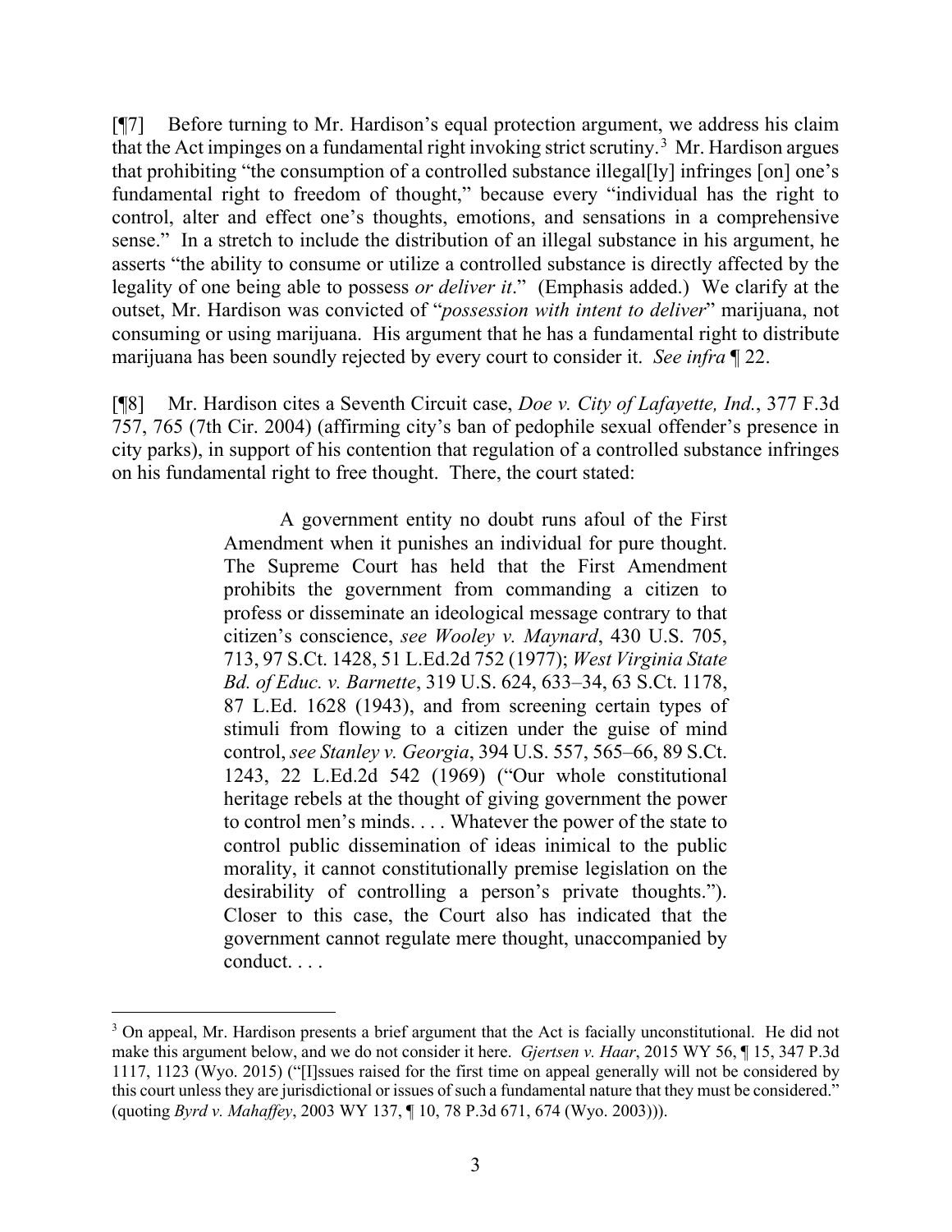[¶7] Before turning to Mr. Hardison's equal protection argument, we address his claim that the Act impinges on a fundamental right invoking strict scrutiny.[3] Mr. Hardison argues that prohibiting "the consumption of a controlled substance illegal[ly] infringes [on] one's fundamental right to freedom of thought," because every "individual has the right to control, alter and effect one's thoughts, emotions, and sensations in a comprehensive sense." In a stretch to include the distribution of an illegal substance in his argument, he asserts "the ability to consume or utilize a controlled substance is directly affected by the legality of one being able to possess *or deliver it*." (Emphasis added.) We clarify at the outset, Mr. Hardison was convicted of "*possession with intent to deliver*" marijuana, not consuming or using marijuana. His argument that he has a fundamental right to distribute marijuana has been soundly rejected by every court to consider it. *See infra* ¶ 22.

[¶8] Mr. Hardison cites a Seventh Circuit case, *Doe v. City of Lafayette, Ind.*, 377 F.3d 757, 765 (7th Cir. 2004) (affirming city's ban of pedophile sexual offender's presence in city parks), in support of his contention that regulation of a controlled substance infringes on his fundamental right to free thought. There, the court stated:

> A government entity no doubt runs afoul of the First Amendment when it punishes an individual for pure thought. The Supreme Court has held that the First Amendment prohibits the government from commanding a citizen to profess or disseminate an ideological message contrary to that citizen's conscience, *see Wooley v. Maynard*, 430 U.S. 705, 713, 97 S.Ct. 1428, 51 L.Ed.2d 752 (1977); *West Virginia State Bd. of Educ. v. Barnette*, 319 U.S. 624, 633–34, 63 S.Ct. 1178, 87 L.Ed. 1628 (1943), and from screening certain types of stimuli from flowing to a citizen under the guise of mind control, *see Stanley v. Georgia*, 394 U.S. 557, 565–66, 89 S.Ct. 1243, 22 L.Ed.2d 542 (1969) ("Our whole constitutional heritage rebels at the thought of giving government the power to control men's minds. . . . Whatever the power of the state to control public dissemination of ideas inimical to the public morality, it cannot constitutionally premise legislation on the desirability of controlling a person's private thoughts."). Closer to this case, the Court also has indicated that the government cannot regulate mere thought, unaccompanied by conduct. . . .

---

[3] On appeal, Mr. Hardison presents a brief argument that the Act is facially unconstitutional. He did not make this argument below, and we do not consider it here. *Gjertsen v. Haar*, 2015 WY 56, ¶ 15, 347 P.3d 1117, 1123 (Wyo. 2015) ("[I]ssues raised for the first time on appeal generally will not be considered by this court unless they are jurisdictional or issues of such a fundamental nature that they must be considered." (quoting *Byrd v. Mahaffey*, 2003 WY 137, ¶ 10, 78 P.3d 671, 674 (Wyo. 2003))).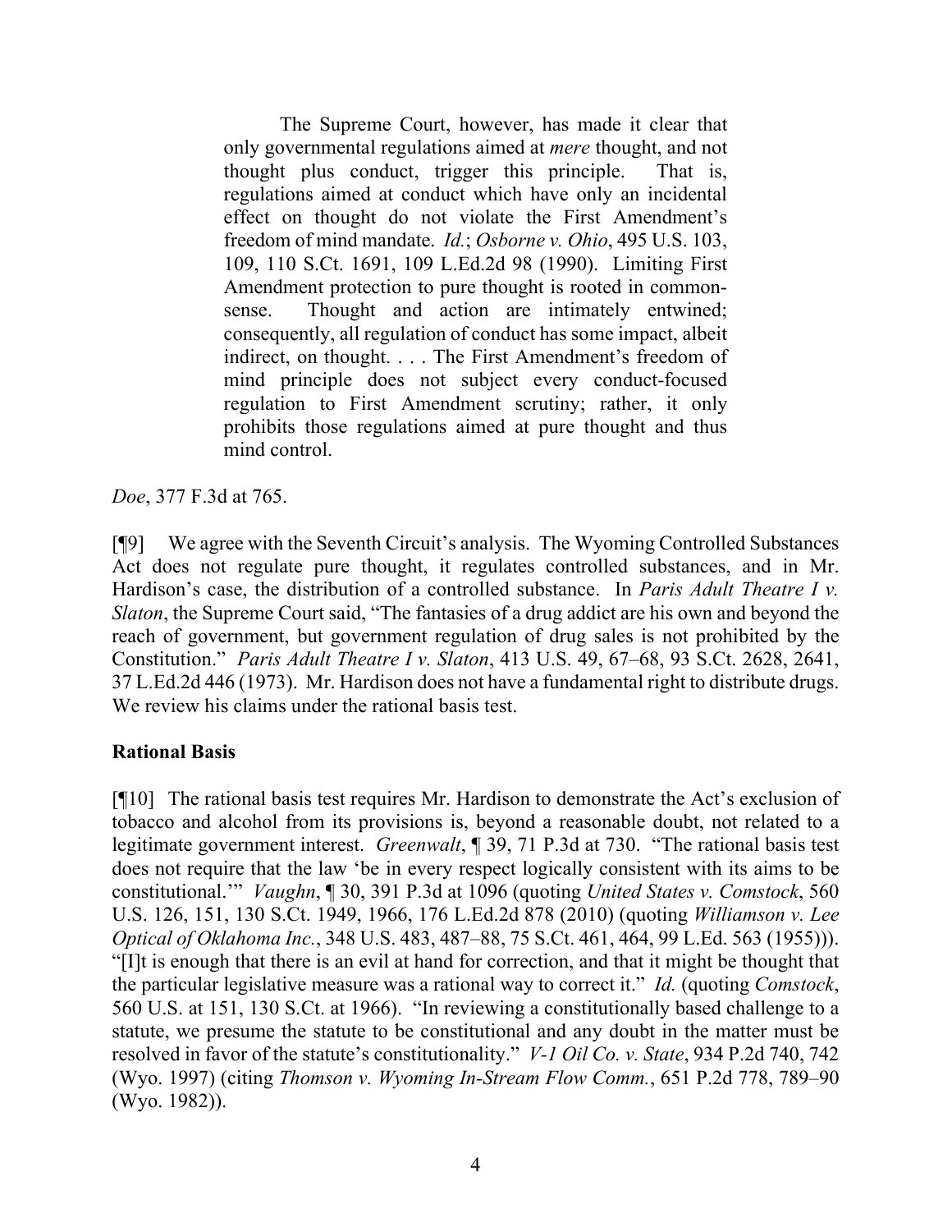> The Supreme Court, however, has made it clear that only governmental regulations aimed at *mere* thought, and not thought plus conduct, trigger this principle. That is, regulations aimed at conduct which have only an incidental effect on thought do not violate the First Amendment's freedom of mind mandate. *Id.*; *Osborne v. Ohio*, 495 U.S. 103, 109, 110 S.Ct. 1691, 109 L.Ed.2d 98 (1990). Limiting First Amendment protection to pure thought is rooted in common-sense. Thought and action are intimately entwined; consequently, all regulation of conduct has some impact, albeit indirect, on thought. . . . The First Amendment's freedom of mind principle does not subject every conduct-focused regulation to First Amendment scrutiny; rather, it only prohibits those regulations aimed at pure thought and thus mind control.

*Doe*, 377 F.3d at 765.

[¶9] We agree with the Seventh Circuit's analysis. The Wyoming Controlled Substances Act does not regulate pure thought, it regulates controlled substances, and in Mr. Hardison's case, the distribution of a controlled substance. In *Paris Adult Theatre I v. Slaton*, the Supreme Court said, "The fantasies of a drug addict are his own and beyond the reach of government, but government regulation of drug sales is not prohibited by the Constitution." *Paris Adult Theatre I v. Slaton*, 413 U.S. 49, 67–68, 93 S.Ct. 2628, 2641, 37 L.Ed.2d 446 (1973). Mr. Hardison does not have a fundamental right to distribute drugs. We review his claims under the rational basis test.

**Rational Basis**

[¶10] The rational basis test requires Mr. Hardison to demonstrate the Act's exclusion of tobacco and alcohol from its provisions is, beyond a reasonable doubt, not related to a legitimate government interest. *Greenwalt*, ¶ 39, 71 P.3d at 730. "The rational basis test does not require that the law 'be in every respect logically consistent with its aims to be constitutional.'" *Vaughn*, ¶ 30, 391 P.3d at 1096 (quoting *United States v. Comstock*, 560 U.S. 126, 151, 130 S.Ct. 1949, 1966, 176 L.Ed.2d 878 (2010) (quoting *Williamson v. Lee Optical of Oklahoma Inc.*, 348 U.S. 483, 487–88, 75 S.Ct. 461, 464, 99 L.Ed. 563 (1955))). "[I]t is enough that there is an evil at hand for correction, and that it might be thought that the particular legislative measure was a rational way to correct it." *Id.* (quoting *Comstock*, 560 U.S. at 151, 130 S.Ct. at 1966). "In reviewing a constitutionally based challenge to a statute, we presume the statute to be constitutional and any doubt in the matter must be resolved in favor of the statute's constitutionality." *V-1 Oil Co. v. State*, 934 P.2d 740, 742 (Wyo. 1997) (citing *Thomson v. Wyoming In-Stream Flow Comm.*, 651 P.2d 778, 789–90 (Wyo. 1982)).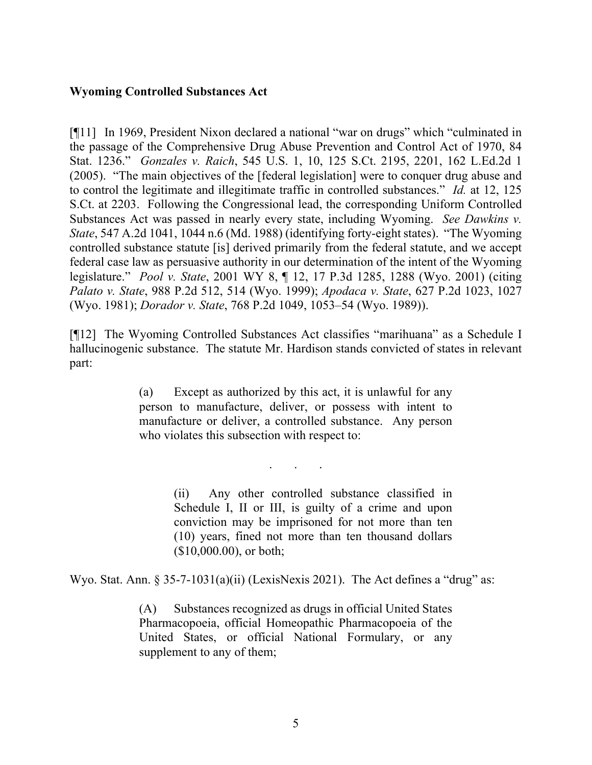**Wyoming Controlled Substances Act**

[¶11] In 1969, President Nixon declared a national "war on drugs" which "culminated in the passage of the Comprehensive Drug Abuse Prevention and Control Act of 1970, 84 Stat. 1236." *Gonzales v. Raich*, 545 U.S. 1, 10, 125 S.Ct. 2195, 2201, 162 L.Ed.2d 1 (2005). "The main objectives of the [federal legislation] were to conquer drug abuse and to control the legitimate and illegitimate traffic in controlled substances." *Id.* at 12, 125 S.Ct. at 2203. Following the Congressional lead, the corresponding Uniform Controlled Substances Act was passed in nearly every state, including Wyoming. *See Dawkins v. State*, 547 A.2d 1041, 1044 n.6 (Md. 1988) (identifying forty-eight states). "The Wyoming controlled substance statute [is] derived primarily from the federal statute, and we accept federal case law as persuasive authority in our determination of the intent of the Wyoming legislature." *Pool v. State*, 2001 WY 8, ¶ 12, 17 P.3d 1285, 1288 (Wyo. 2001) (citing *Palato v. State*, 988 P.2d 512, 514 (Wyo. 1999); *Apodaca v. State*, 627 P.2d 1023, 1027 (Wyo. 1981); *Dorador v. State*, 768 P.2d 1049, 1053–54 (Wyo. 1989)).

[¶12] The Wyoming Controlled Substances Act classifies "marihuana" as a Schedule I hallucinogenic substance. The statute Mr. Hardison stands convicted of states in relevant part:

> (a) Except as authorized by this act, it is unlawful for any person to manufacture, deliver, or possess with intent to manufacture or deliver, a controlled substance. Any person who violates this subsection with respect to:
>
> . . .
>
> (ii) Any other controlled substance classified in Schedule I, II or III, is guilty of a crime and upon conviction may be imprisoned for not more than ten (10) years, fined not more than ten thousand dollars ($10,000.00), or both;

Wyo. Stat. Ann. § 35-7-1031(a)(ii) (LexisNexis 2021). The Act defines a "drug" as:

> (A) Substances recognized as drugs in official United States Pharmacopoeia, official Homeopathic Pharmacopoeia of the United States, or official National Formulary, or any supplement to any of them;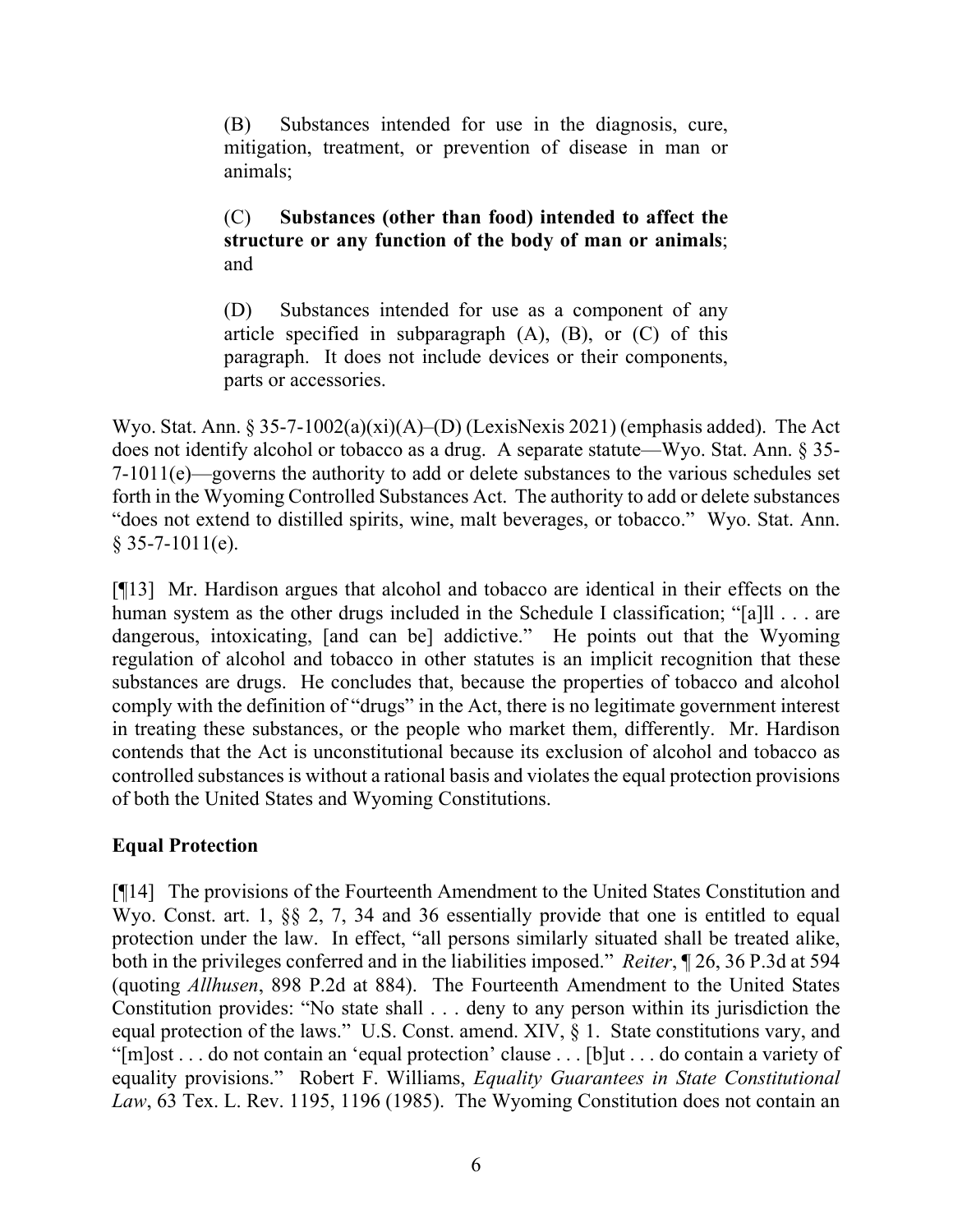> (B) Substances intended for use in the diagnosis, cure, mitigation, treatment, or prevention of disease in man or animals;
>
> (C) **Substances (other than food) intended to affect the structure or any function of the body of man or animals**; and
>
> (D) Substances intended for use as a component of any article specified in subparagraph (A), (B), or (C) of this paragraph. It does not include devices or their components, parts or accessories.

Wyo. Stat. Ann. § 35-7-1002(a)(xi)(A)–(D) (LexisNexis 2021) (emphasis added). The Act does not identify alcohol or tobacco as a drug. A separate statute—Wyo. Stat. Ann. § 35-7-1011(e)—governs the authority to add or delete substances to the various schedules set forth in the Wyoming Controlled Substances Act. The authority to add or delete substances "does not extend to distilled spirits, wine, malt beverages, or tobacco." Wyo. Stat. Ann. § 35-7-1011(e).

[¶13] Mr. Hardison argues that alcohol and tobacco are identical in their effects on the human system as the other drugs included in the Schedule I classification; "[a]ll . . . are dangerous, intoxicating, [and can be] addictive." He points out that the Wyoming regulation of alcohol and tobacco in other statutes is an implicit recognition that these substances are drugs. He concludes that, because the properties of tobacco and alcohol comply with the definition of "drugs" in the Act, there is no legitimate government interest in treating these substances, or the people who market them, differently. Mr. Hardison contends that the Act is unconstitutional because its exclusion of alcohol and tobacco as controlled substances is without a rational basis and violates the equal protection provisions of both the United States and Wyoming Constitutions.

**Equal Protection**

[¶14] The provisions of the Fourteenth Amendment to the United States Constitution and Wyo. Const. art. 1, §§ 2, 7, 34 and 36 essentially provide that one is entitled to equal protection under the law. In effect, "all persons similarly situated shall be treated alike, both in the privileges conferred and in the liabilities imposed." *Reiter*, ¶ 26, 36 P.3d at 594 (quoting *Allhusen*, 898 P.2d at 884). The Fourteenth Amendment to the United States Constitution provides: "No state shall . . . deny to any person within its jurisdiction the equal protection of the laws." U.S. Const. amend. XIV, § 1. State constitutions vary, and "[m]ost . . . do not contain an 'equal protection' clause . . . [b]ut . . . do contain a variety of equality provisions." Robert F. Williams, *Equality Guarantees in State Constitutional Law*, 63 Tex. L. Rev. 1195, 1196 (1985). The Wyoming Constitution does not contain an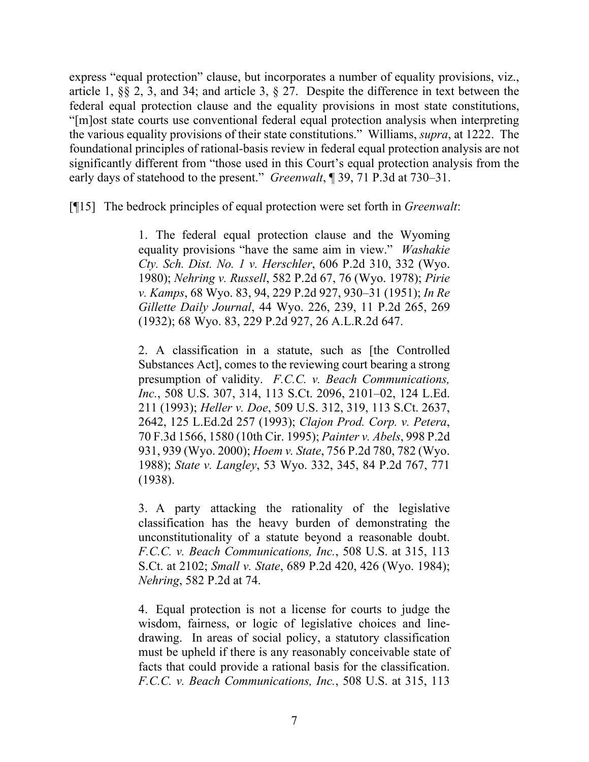express "equal protection" clause, but incorporates a number of equality provisions, viz., article 1, §§ 2, 3, and 34; and article 3, § 27. Despite the difference in text between the federal equal protection clause and the equality provisions in most state constitutions, "[m]ost state courts use conventional federal equal protection analysis when interpreting the various equality provisions of their state constitutions." Williams, *supra*, at 1222. The foundational principles of rational-basis review in federal equal protection analysis are not significantly different from "those used in this Court's equal protection analysis from the early days of statehood to the present." *Greenwalt*, ¶ 39, 71 P.3d at 730–31.

[¶15] The bedrock principles of equal protection were set forth in *Greenwalt*:

> 1. The federal equal protection clause and the Wyoming equality provisions "have the same aim in view." *Washakie Cty. Sch. Dist. No. 1 v. Herschler*, 606 P.2d 310, 332 (Wyo. 1980); *Nehring v. Russell*, 582 P.2d 67, 76 (Wyo. 1978); *Pirie v. Kamps*, 68 Wyo. 83, 94, 229 P.2d 927, 930–31 (1951); *In Re Gillette Daily Journal*, 44 Wyo. 226, 239, 11 P.2d 265, 269 (1932); 68 Wyo. 83, 229 P.2d 927, 26 A.L.R.2d 647.
>
> 2. A classification in a statute, such as [the Controlled Substances Act], comes to the reviewing court bearing a strong presumption of validity. *F.C.C. v. Beach Communications, Inc.*, 508 U.S. 307, 314, 113 S.Ct. 2096, 2101–02, 124 L.Ed. 211 (1993); *Heller v. Doe*, 509 U.S. 312, 319, 113 S.Ct. 2637, 2642, 125 L.Ed.2d 257 (1993); *Clajon Prod. Corp. v. Petera*, 70 F.3d 1566, 1580 (10th Cir. 1995); *Painter v. Abels*, 998 P.2d 931, 939 (Wyo. 2000); *Hoem v. State*, 756 P.2d 780, 782 (Wyo. 1988); *State v. Langley*, 53 Wyo. 332, 345, 84 P.2d 767, 771 (1938).
>
> 3. A party attacking the rationality of the legislative classification has the heavy burden of demonstrating the unconstitutionality of a statute beyond a reasonable doubt. *F.C.C. v. Beach Communications, Inc.*, 508 U.S. at 315, 113 S.Ct. at 2102; *Small v. State*, 689 P.2d 420, 426 (Wyo. 1984); *Nehring*, 582 P.2d at 74.
>
> 4. Equal protection is not a license for courts to judge the wisdom, fairness, or logic of legislative choices and line-drawing. In areas of social policy, a statutory classification must be upheld if there is any reasonably conceivable state of facts that could provide a rational basis for the classification. *F.C.C. v. Beach Communications, Inc.*, 508 U.S. at 315, 113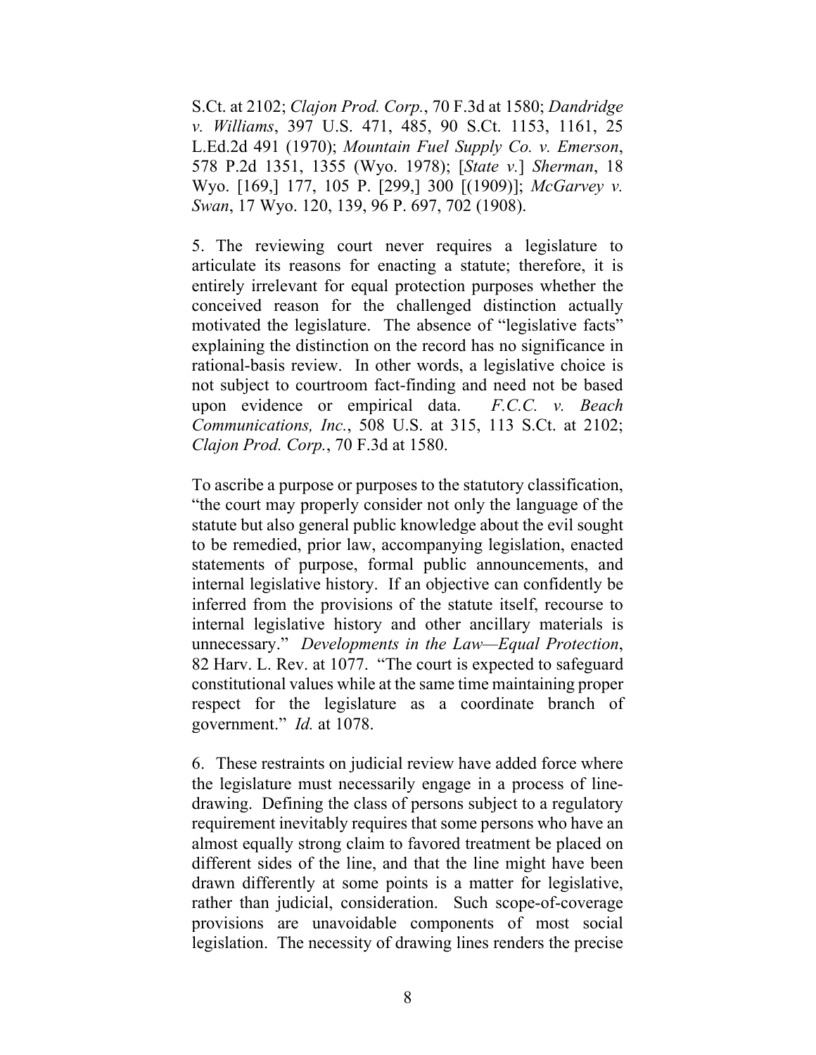S.Ct. at 2102; *Clajon Prod. Corp.*, 70 F.3d at 1580; *Dandridge v. Williams*, 397 U.S. 471, 485, 90 S.Ct. 1153, 1161, 25 L.Ed.2d 491 (1970); *Mountain Fuel Supply Co. v. Emerson*, 578 P.2d 1351, 1355 (Wyo. 1978); [*State v.*] *Sherman*, 18 Wyo. [169,] 177, 105 P. [299,] 300 [(1909)]; *McGarvey v. Swan*, 17 Wyo. 120, 139, 96 P. 697, 702 (1908).

5. The reviewing court never requires a legislature to articulate its reasons for enacting a statute; therefore, it is entirely irrelevant for equal protection purposes whether the conceived reason for the challenged distinction actually motivated the legislature. The absence of "legislative facts" explaining the distinction on the record has no significance in rational-basis review. In other words, a legislative choice is not subject to courtroom fact-finding and need not be based upon evidence or empirical data. *F.C.C. v. Beach Communications, Inc.*, 508 U.S. at 315, 113 S.Ct. at 2102; *Clajon Prod. Corp.*, 70 F.3d at 1580.

To ascribe a purpose or purposes to the statutory classification, "the court may properly consider not only the language of the statute but also general public knowledge about the evil sought to be remedied, prior law, accompanying legislation, enacted statements of purpose, formal public announcements, and internal legislative history. If an objective can confidently be inferred from the provisions of the statute itself, recourse to internal legislative history and other ancillary materials is unnecessary." *Developments in the Law—Equal Protection*, 82 Harv. L. Rev. at 1077. "The court is expected to safeguard constitutional values while at the same time maintaining proper respect for the legislature as a coordinate branch of government." *Id.* at 1078.

6. These restraints on judicial review have added force where the legislature must necessarily engage in a process of line-drawing. Defining the class of persons subject to a regulatory requirement inevitably requires that some persons who have an almost equally strong claim to favored treatment be placed on different sides of the line, and that the line might have been drawn differently at some points is a matter for legislative, rather than judicial, consideration. Such scope-of-coverage provisions are unavoidable components of most social legislation. The necessity of drawing lines renders the precise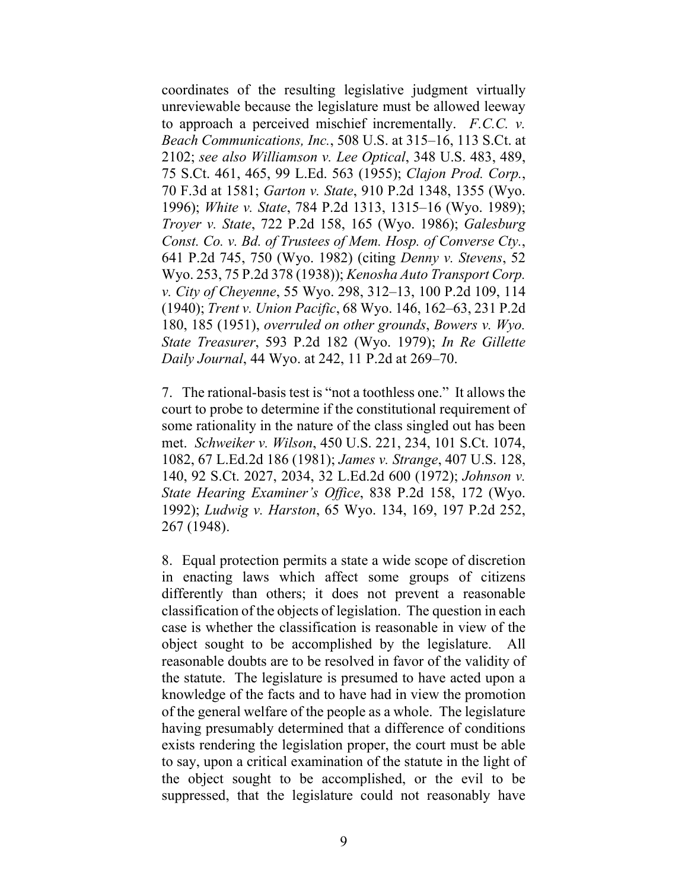coordinates of the resulting legislative judgment virtually unreviewable because the legislature must be allowed leeway to approach a perceived mischief incrementally. *F.C.C. v. Beach Communications, Inc.*, 508 U.S. at 315–16, 113 S.Ct. at 2102; *see also Williamson v. Lee Optical*, 348 U.S. 483, 489, 75 S.Ct. 461, 465, 99 L.Ed. 563 (1955); *Clajon Prod. Corp.*, 70 F.3d at 1581; *Garton v. State*, 910 P.2d 1348, 1355 (Wyo. 1996); *White v. State*, 784 P.2d 1313, 1315–16 (Wyo. 1989); *Troyer v. State*, 722 P.2d 158, 165 (Wyo. 1986); *Galesburg Const. Co. v. Bd. of Trustees of Mem. Hosp. of Converse Cty.*, 641 P.2d 745, 750 (Wyo. 1982) (citing *Denny v. Stevens*, 52 Wyo. 253, 75 P.2d 378 (1938)); *Kenosha Auto Transport Corp. v. City of Cheyenne*, 55 Wyo. 298, 312–13, 100 P.2d 109, 114 (1940); *Trent v. Union Pacific*, 68 Wyo. 146, 162–63, 231 P.2d 180, 185 (1951), *overruled on other grounds*, *Bowers v. Wyo. State Treasurer*, 593 P.2d 182 (Wyo. 1979); *In Re Gillette Daily Journal*, 44 Wyo. at 242, 11 P.2d at 269–70.

7. The rational-basis test is "not a toothless one." It allows the court to probe to determine if the constitutional requirement of some rationality in the nature of the class singled out has been met. *Schweiker v. Wilson*, 450 U.S. 221, 234, 101 S.Ct. 1074, 1082, 67 L.Ed.2d 186 (1981); *James v. Strange*, 407 U.S. 128, 140, 92 S.Ct. 2027, 2034, 32 L.Ed.2d 600 (1972); *Johnson v. State Hearing Examiner's Office*, 838 P.2d 158, 172 (Wyo. 1992); *Ludwig v. Harston*, 65 Wyo. 134, 169, 197 P.2d 252, 267 (1948).

8. Equal protection permits a state a wide scope of discretion in enacting laws which affect some groups of citizens differently than others; it does not prevent a reasonable classification of the objects of legislation. The question in each case is whether the classification is reasonable in view of the object sought to be accomplished by the legislature. All reasonable doubts are to be resolved in favor of the validity of the statute. The legislature is presumed to have acted upon a knowledge of the facts and to have had in view the promotion of the general welfare of the people as a whole. The legislature having presumably determined that a difference of conditions exists rendering the legislation proper, the court must be able to say, upon a critical examination of the statute in the light of the object sought to be accomplished, or the evil to be suppressed, that the legislature could not reasonably have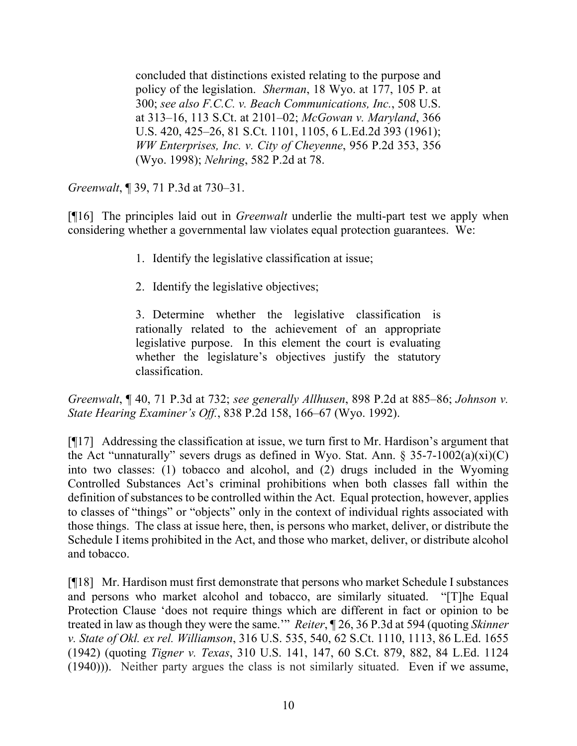> concluded that distinctions existed relating to the purpose and policy of the legislation. *Sherman*, 18 Wyo. at 177, 105 P. at 300; *see also F.C.C. v. Beach Communications, Inc.*, 508 U.S. at 313–16, 113 S.Ct. at 2101–02; *McGowan v. Maryland*, 366 U.S. 420, 425–26, 81 S.Ct. 1101, 1105, 6 L.Ed.2d 393 (1961); *WW Enterprises, Inc. v. City of Cheyenne*, 956 P.2d 353, 356 (Wyo. 1998); *Nehring*, 582 P.2d at 78.

*Greenwalt*, ¶ 39, 71 P.3d at 730–31.

[¶16] The principles laid out in *Greenwalt* underlie the multi-part test we apply when considering whether a governmental law violates equal protection guarantees. We:

> 1. Identify the legislative classification at issue;
>
> 2. Identify the legislative objectives;
>
> 3. Determine whether the legislative classification is rationally related to the achievement of an appropriate legislative purpose. In this element the court is evaluating whether the legislature's objectives justify the statutory classification.

*Greenwalt*, ¶ 40, 71 P.3d at 732; *see generally Allhusen*, 898 P.2d at 885–86; *Johnson v. State Hearing Examiner's Off.*, 838 P.2d 158, 166–67 (Wyo. 1992).

[¶17] Addressing the classification at issue, we turn first to Mr. Hardison's argument that the Act "unnaturally" severs drugs as defined in Wyo. Stat. Ann. § 35-7-1002(a)(xi)(C) into two classes: (1) tobacco and alcohol, and (2) drugs included in the Wyoming Controlled Substances Act's criminal prohibitions when both classes fall within the definition of substances to be controlled within the Act. Equal protection, however, applies to classes of "things" or "objects" only in the context of individual rights associated with those things. The class at issue here, then, is persons who market, deliver, or distribute the Schedule I items prohibited in the Act, and those who market, deliver, or distribute alcohol and tobacco.

[¶18] Mr. Hardison must first demonstrate that persons who market Schedule I substances and persons who market alcohol and tobacco, are similarly situated. "[T]he Equal Protection Clause 'does not require things which are different in fact or opinion to be treated in law as though they were the same.'" *Reiter*, ¶ 26, 36 P.3d at 594 (quoting *Skinner v. State of Okl. ex rel. Williamson*, 316 U.S. 535, 540, 62 S.Ct. 1110, 1113, 86 L.Ed. 1655 (1942) (quoting *Tigner v. Texas*, 310 U.S. 141, 147, 60 S.Ct. 879, 882, 84 L.Ed. 1124 (1940))). Neither party argues the class is not similarly situated. Even if we assume,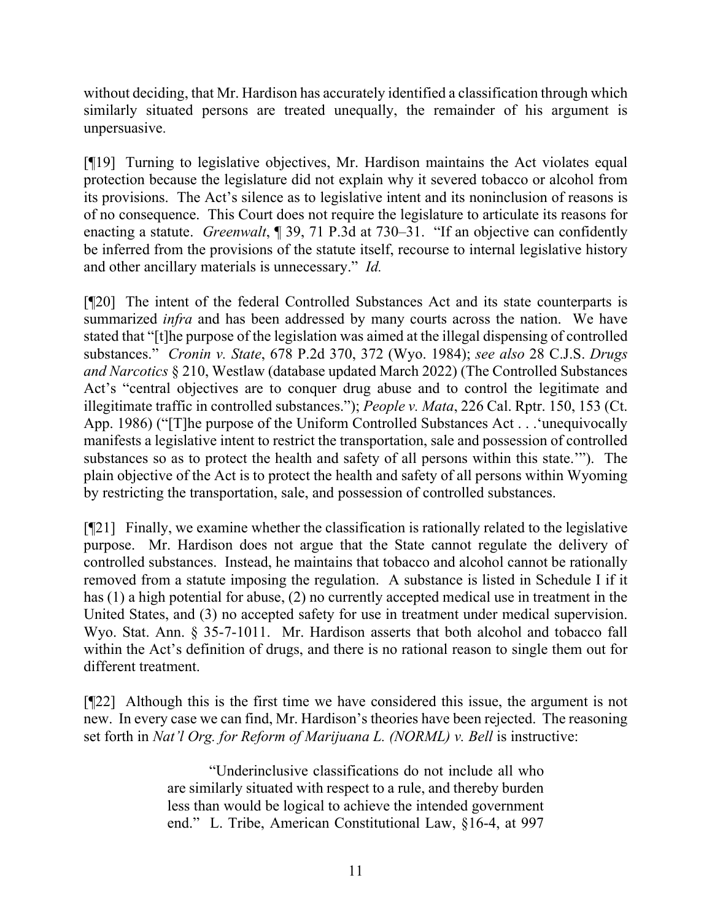without deciding, that Mr. Hardison has accurately identified a classification through which similarly situated persons are treated unequally, the remainder of his argument is unpersuasive.

[¶19] Turning to legislative objectives, Mr. Hardison maintains the Act violates equal protection because the legislature did not explain why it severed tobacco or alcohol from its provisions. The Act's silence as to legislative intent and its noninclusion of reasons is of no consequence. This Court does not require the legislature to articulate its reasons for enacting a statute. *Greenwalt*, ¶ 39, 71 P.3d at 730–31. "If an objective can confidently be inferred from the provisions of the statute itself, recourse to internal legislative history and other ancillary materials is unnecessary." *Id.*

[¶20] The intent of the federal Controlled Substances Act and its state counterparts is summarized *infra* and has been addressed by many courts across the nation. We have stated that "[t]he purpose of the legislation was aimed at the illegal dispensing of controlled substances." *Cronin v. State*, 678 P.2d 370, 372 (Wyo. 1984); *see also* 28 C.J.S. *Drugs and Narcotics* § 210, Westlaw (database updated March 2022) (The Controlled Substances Act's "central objectives are to conquer drug abuse and to control the legitimate and illegitimate traffic in controlled substances."); *People v. Mata*, 226 Cal. Rptr. 150, 153 (Ct. App. 1986) ("[T]he purpose of the Uniform Controlled Substances Act . . .'unequivocally manifests a legislative intent to restrict the transportation, sale and possession of controlled substances so as to protect the health and safety of all persons within this state.'"). The plain objective of the Act is to protect the health and safety of all persons within Wyoming by restricting the transportation, sale, and possession of controlled substances.

[¶21] Finally, we examine whether the classification is rationally related to the legislative purpose. Mr. Hardison does not argue that the State cannot regulate the delivery of controlled substances. Instead, he maintains that tobacco and alcohol cannot be rationally removed from a statute imposing the regulation. A substance is listed in Schedule I if it has (1) a high potential for abuse, (2) no currently accepted medical use in treatment in the United States, and (3) no accepted safety for use in treatment under medical supervision. Wyo. Stat. Ann. § 35-7-1011. Mr. Hardison asserts that both alcohol and tobacco fall within the Act's definition of drugs, and there is no rational reason to single them out for different treatment.

[¶22] Although this is the first time we have considered this issue, the argument is not new. In every case we can find, Mr. Hardison's theories have been rejected. The reasoning set forth in *Nat'l Org. for Reform of Marijuana L. (NORML) v. Bell* is instructive:

> "Underinclusive classifications do not include all who are similarly situated with respect to a rule, and thereby burden less than would be logical to achieve the intended government end." L. Tribe, American Constitutional Law, §16-4, at 997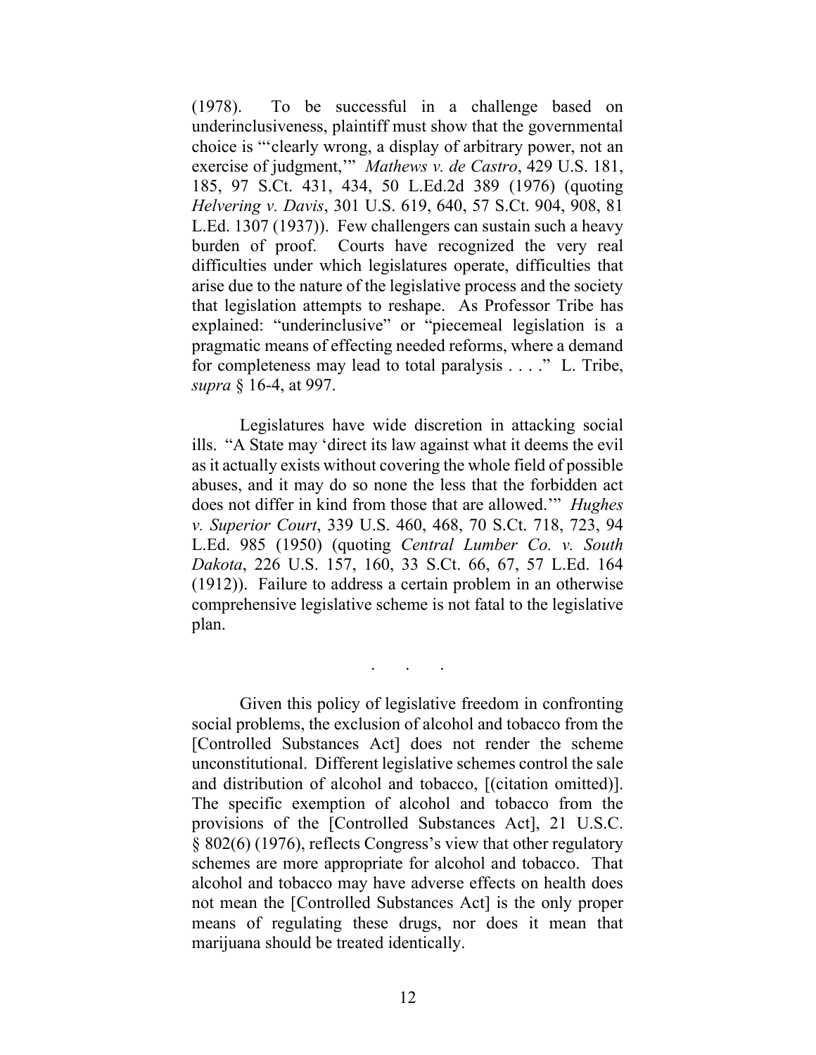(1978). To be successful in a challenge based on underinclusiveness, plaintiff must show that the governmental choice is "'clearly wrong, a display of arbitrary power, not an exercise of judgment,'" *Mathews v. de Castro*, 429 U.S. 181, 185, 97 S.Ct. 431, 434, 50 L.Ed.2d 389 (1976) (quoting *Helvering v. Davis*, 301 U.S. 619, 640, 57 S.Ct. 904, 908, 81 L.Ed. 1307 (1937)). Few challengers can sustain such a heavy burden of proof. Courts have recognized the very real difficulties under which legislatures operate, difficulties that arise due to the nature of the legislative process and the society that legislation attempts to reshape. As Professor Tribe has explained: "underinclusive" or "piecemeal legislation is a pragmatic means of effecting needed reforms, where a demand for completeness may lead to total paralysis . . . ." L. Tribe, *supra* § 16-4, at 997.

Legislatures have wide discretion in attacking social ills. "A State may 'direct its law against what it deems the evil as it actually exists without covering the whole field of possible abuses, and it may do so none the less that the forbidden act does not differ in kind from those that are allowed.'" *Hughes v. Superior Court*, 339 U.S. 460, 468, 70 S.Ct. 718, 723, 94 L.Ed. 985 (1950) (quoting *Central Lumber Co. v. South Dakota*, 226 U.S. 157, 160, 33 S.Ct. 66, 67, 57 L.Ed. 164 (1912)). Failure to address a certain problem in an otherwise comprehensive legislative scheme is not fatal to the legislative plan.

. . .

Given this policy of legislative freedom in confronting social problems, the exclusion of alcohol and tobacco from the [Controlled Substances Act] does not render the scheme unconstitutional. Different legislative schemes control the sale and distribution of alcohol and tobacco, [(citation omitted)]. The specific exemption of alcohol and tobacco from the provisions of the [Controlled Substances Act], 21 U.S.C. § 802(6) (1976), reflects Congress's view that other regulatory schemes are more appropriate for alcohol and tobacco. That alcohol and tobacco may have adverse effects on health does not mean the [Controlled Substances Act] is the only proper means of regulating these drugs, nor does it mean that marijuana should be treated identically.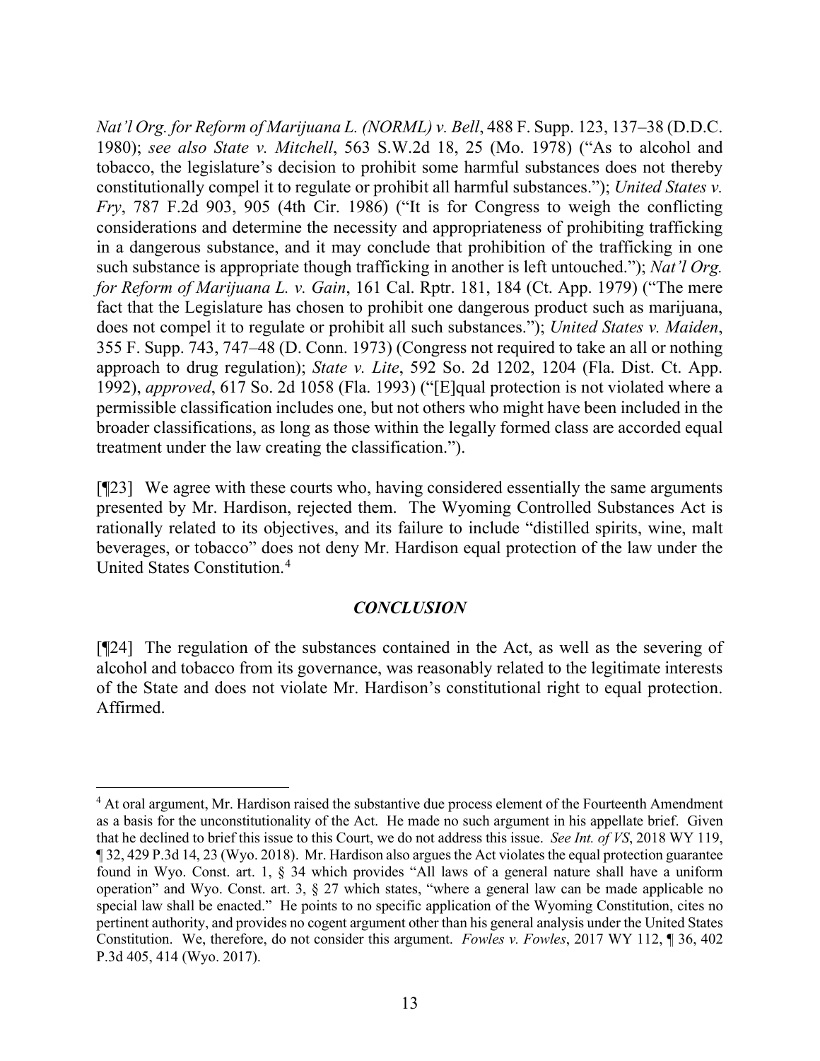*Nat'l Org. for Reform of Marijuana L. (NORML) v. Bell*, 488 F. Supp. 123, 137–38 (D.D.C. 1980); *see also State v. Mitchell*, 563 S.W.2d 18, 25 (Mo. 1978) ("As to alcohol and tobacco, the legislature's decision to prohibit some harmful substances does not thereby constitutionally compel it to regulate or prohibit all harmful substances."); *United States v. Fry*, 787 F.2d 903, 905 (4th Cir. 1986) ("It is for Congress to weigh the conflicting considerations and determine the necessity and appropriateness of prohibiting trafficking in a dangerous substance, and it may conclude that prohibition of the trafficking in one such substance is appropriate though trafficking in another is left untouched."); *Nat'l Org. for Reform of Marijuana L. v. Gain*, 161 Cal. Rptr. 181, 184 (Ct. App. 1979) ("The mere fact that the Legislature has chosen to prohibit one dangerous product such as marijuana, does not compel it to regulate or prohibit all such substances."); *United States v. Maiden*, 355 F. Supp. 743, 747–48 (D. Conn. 1973) (Congress not required to take an all or nothing approach to drug regulation); *State v. Lite*, 592 So. 2d 1202, 1204 (Fla. Dist. Ct. App. 1992), *approved*, 617 So. 2d 1058 (Fla. 1993) ("[E]qual protection is not violated where a permissible classification includes one, but not others who might have been included in the broader classifications, as long as those within the legally formed class are accorded equal treatment under the law creating the classification.").

[¶23] We agree with these courts who, having considered essentially the same arguments presented by Mr. Hardison, rejected them. The Wyoming Controlled Substances Act is rationally related to its objectives, and its failure to include "distilled spirits, wine, malt beverages, or tobacco" does not deny Mr. Hardison equal protection of the law under the United States Constitution.[4]

## *CONCLUSION*

[¶24] The regulation of the substances contained in the Act, as well as the severing of alcohol and tobacco from its governance, was reasonably related to the legitimate interests of the State and does not violate Mr. Hardison's constitutional right to equal protection. Affirmed.

---

[4] At oral argument, Mr. Hardison raised the substantive due process element of the Fourteenth Amendment as a basis for the unconstitutionality of the Act. He made no such argument in his appellate brief. Given that he declined to brief this issue to this Court, we do not address this issue. *See Int. of VS*, 2018 WY 119, ¶ 32, 429 P.3d 14, 23 (Wyo. 2018). Mr. Hardison also argues the Act violates the equal protection guarantee found in Wyo. Const. art. 1, § 34 which provides "All laws of a general nature shall have a uniform operation" and Wyo. Const. art. 3, § 27 which states, "where a general law can be made applicable no special law shall be enacted." He points to no specific application of the Wyoming Constitution, cites no pertinent authority, and provides no cogent argument other than his general analysis under the United States Constitution. We, therefore, do not consider this argument. *Fowles v. Fowles*, 2017 WY 112, ¶ 36, 402 P.3d 405, 414 (Wyo. 2017).